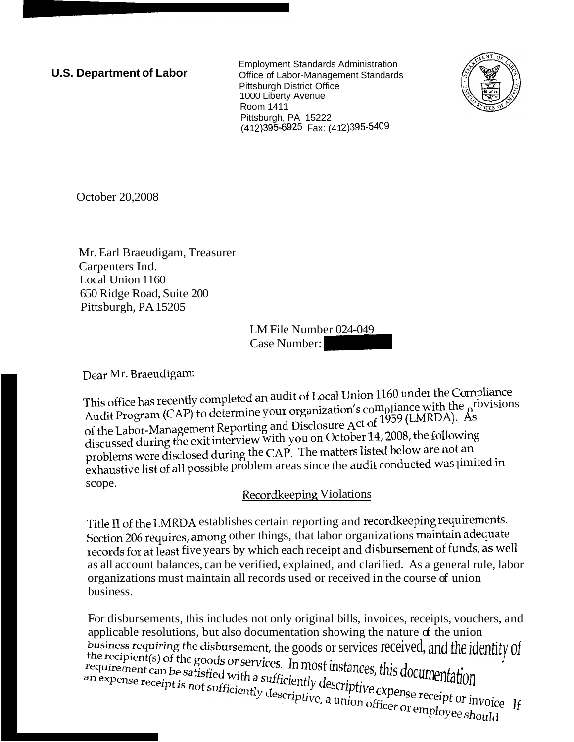**U.S. Department of Labor**

Employment Standards Administration
Office of Labor-Management Standards
Pittsburgh District Office
1000 Liberty Avenue
Room 1411
Pittsburgh, PA 15222
(412)395-6925 Fax: (412)395-5409

October 20,2008

Mr. Earl Braeudigam, Treasurer
Carpenters Ind.
Local Union 1160
650 Ridge Road, Suite 200
Pittsburgh, PA 15205

LM File Number 024-049
Case Number:

Dear Mr. Braeudigam:

This office has recently completed an audit of Local Union 1160 under the Compliance Audit Program (CAP) to determine your organization's compliance with the provisions of the Labor-Management Reporting and Disclosure Act of 1959 (LMRDA). As discussed during the exit interview with you on October 14, 2008, the following problems were disclosed during the CAP. The matters listed below are not an exhaustive list of all possible problem areas since the audit conducted was limited in scope.

## Recordkeeping Violations

Title II of the LMRDA establishes certain reporting and recordkeeping requirements. Section 206 requires, among other things, that labor organizations maintain adequate records for at least five years by which each receipt and disbursement of funds, as well as all account balances, can be verified, explained, and clarified. As a general rule, labor organizations must maintain all records used or received in the course of union business.

For disbursements, this includes not only original bills, invoices, receipts, vouchers, and applicable resolutions, but also documentation showing the nature of the union business requiring the disbursement, the goods or services received, and the identity of the recipient(s) of the goods or services. In most instances, this documentation requirement can be satisfied with a sufficiently descriptive expense receipt or invoice. If an expense receipt is not sufficiently descriptive, a union officer or employee should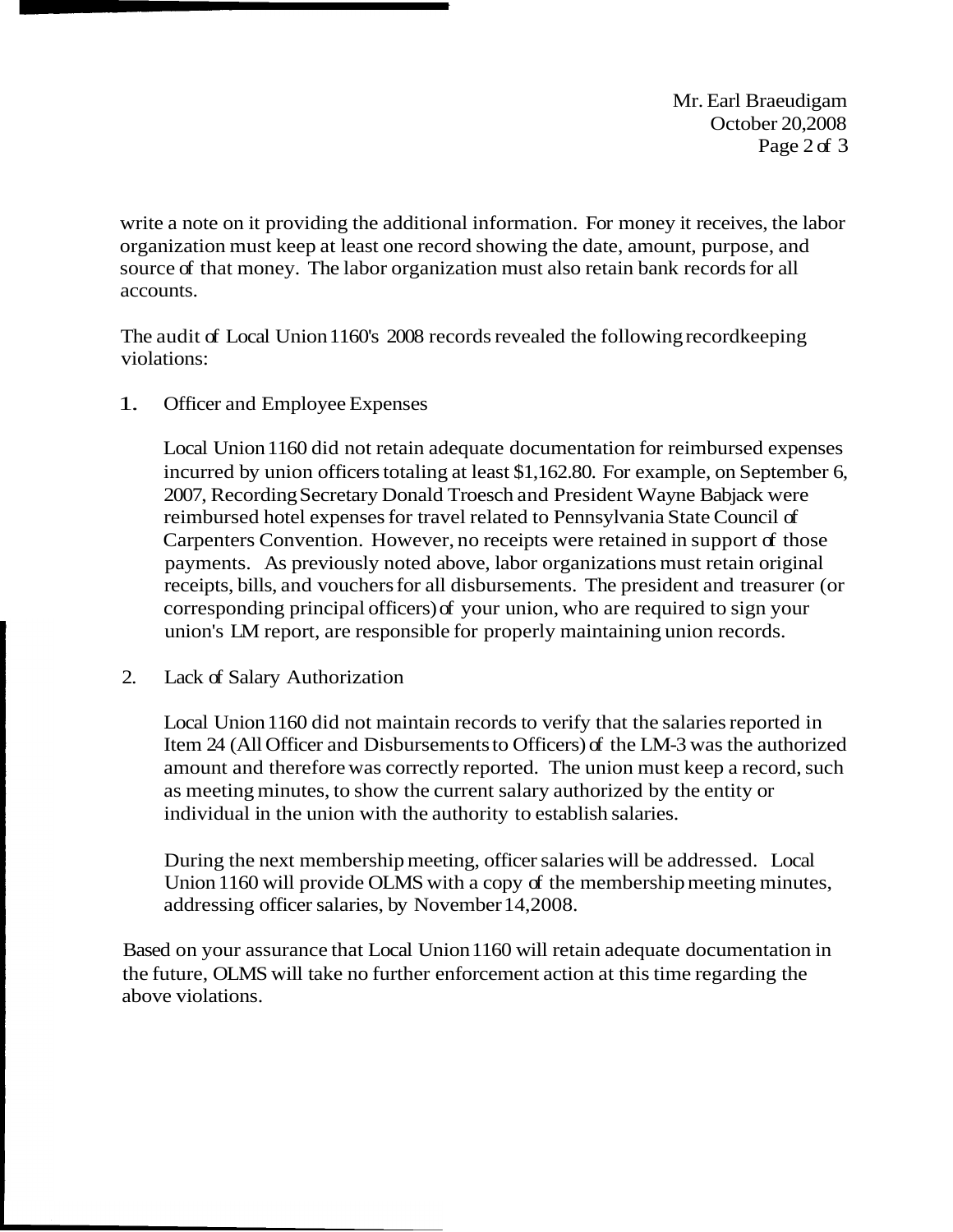write a note on it providing the additional information. For money it receives, the labor organization must keep at least one record showing the date, amount, purpose, and source of that money. The labor organization must also retain bank records for all accounts.

The audit of Local Union 1160's 2008 records revealed the following recordkeeping violations:

1. Officer and Employee Expenses

   Local Union 1160 did not retain adequate documentation for reimbursed expenses incurred by union officers totaling at least $1,162.80. For example, on September 6, 2007, Recording Secretary Donald Troesch and President Wayne Babjack were reimbursed hotel expenses for travel related to Pennsylvania State Council of Carpenters Convention. However, no receipts were retained in support of those payments. As previously noted above, labor organizations must retain original receipts, bills, and vouchers for all disbursements. The president and treasurer (or corresponding principal officers) of your union, who are required to sign your union's LM report, are responsible for properly maintaining union records.

2. Lack of Salary Authorization

   Local Union 1160 did not maintain records to verify that the salaries reported in Item 24 (All Officer and Disbursements to Officers) of the LM-3 was the authorized amount and therefore was correctly reported. The union must keep a record, such as meeting minutes, to show the current salary authorized by the entity or individual in the union with the authority to establish salaries.

   During the next membership meeting, officer salaries will be addressed. Local Union 1160 will provide OLMS with a copy of the membership meeting minutes, addressing officer salaries, by November 14,2008.

Based on your assurance that Local Union 1160 will retain adequate documentation in the future, OLMS will take no further enforcement action at this time regarding the above violations.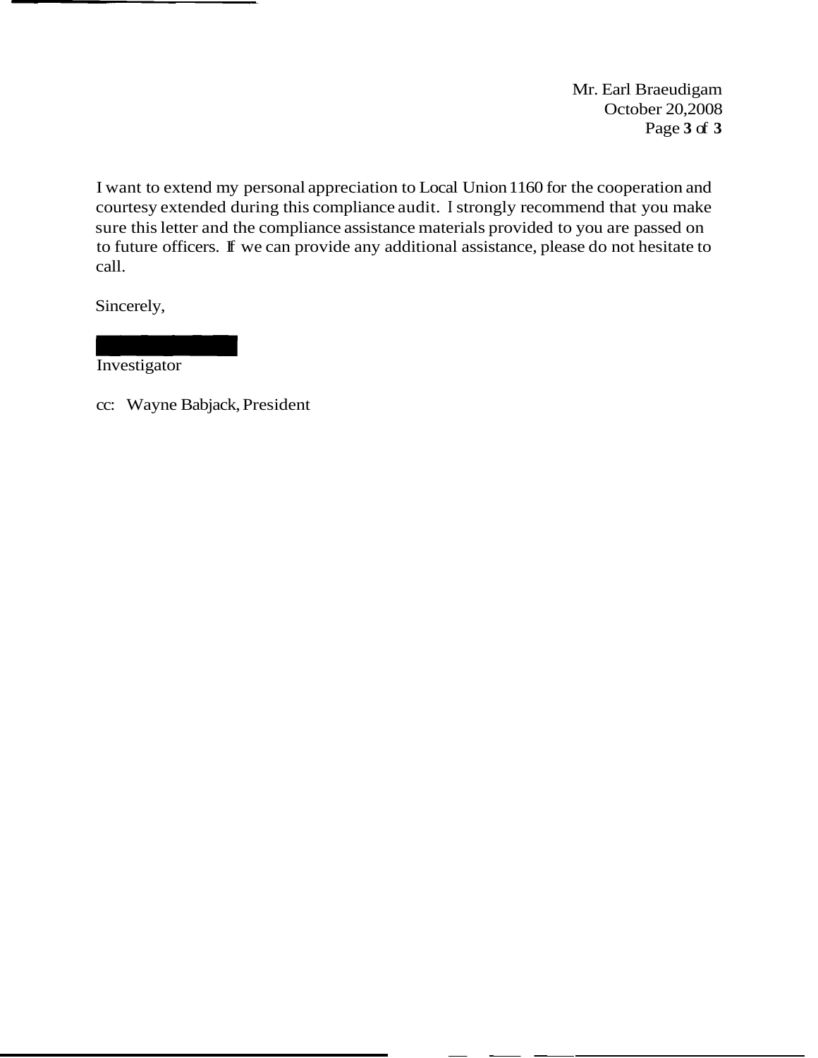I want to extend my personal appreciation to Local Union 1160 for the cooperation and courtesy extended during this compliance audit. I strongly recommend that you make sure this letter and the compliance assistance materials provided to you are passed on to future officers. If we can provide any additional assistance, please do not hesitate to call.

Sincerely,

Investigator

cc: Wayne Babjack, President